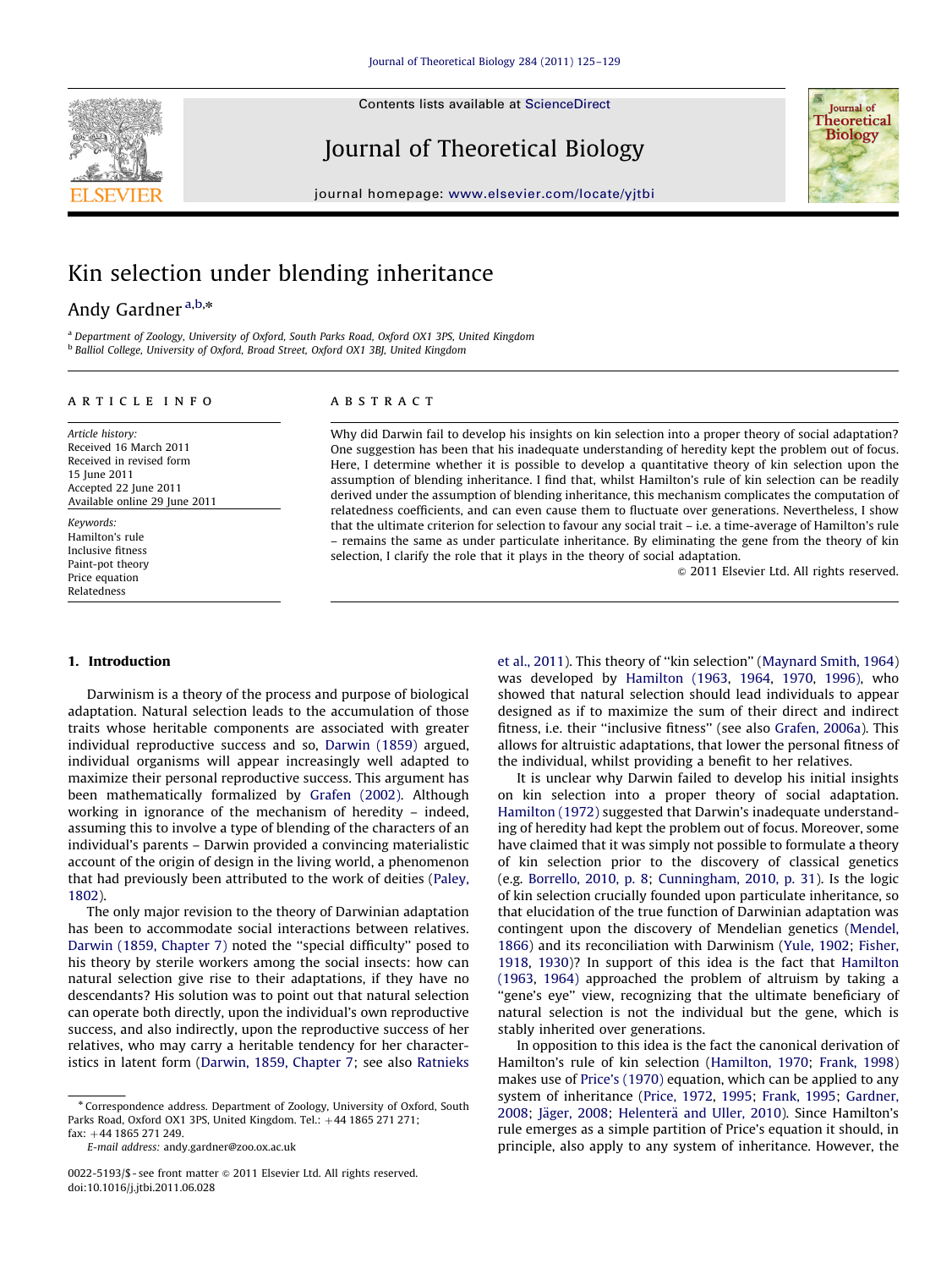# Kin selection under blending inheritance

Andy Gardner [a,b,*]

[a] Department of Zoology, University of Oxford, South Parks Road, Oxford OX1 3PS, United Kingdom
[b] Balliol College, University of Oxford, Broad Street, Oxford OX1 3BJ, United Kingdom

**ARTICLE INFO**

*Article history:*
Received 16 March 2011
Received in revised form
15 June 2011
Accepted 22 June 2011
Available online 29 June 2011

*Keywords:*
Hamilton's rule
Inclusive fitness
Paint-pot theory
Price equation
Relatedness

**ABSTRACT**

Why did Darwin fail to develop his insights on kin selection into a proper theory of social adaptation? One suggestion has been that his inadequate understanding of heredity kept the problem out of focus. Here, I determine whether it is possible to develop a quantitative theory of kin selection upon the assumption of blending inheritance. I find that, whilst Hamilton's rule of kin selection can be readily derived under the assumption of blending inheritance, this mechanism complicates the computation of relatedness coefficients, and can even cause them to fluctuate over generations. Nevertheless, I show that the ultimate criterion for selection to favour any social trait – i.e. a time-average of Hamilton's rule – remains the same as under particulate inheritance. By eliminating the gene from the theory of kin selection, I clarify the role that it plays in the theory of social adaptation.

© 2011 Elsevier Ltd. All rights reserved.

## 1. Introduction

Darwinism is a theory of the process and purpose of biological adaptation. Natural selection leads to the accumulation of those traits whose heritable components are associated with greater individual reproductive success and so, Darwin (1859) argued, individual organisms will appear increasingly well adapted to maximize their personal reproductive success. This argument has been mathematically formalized by Grafen (2002). Although working in ignorance of the mechanism of heredity – indeed, assuming this to involve a type of blending of the characters of an individual's parents – Darwin provided a convincing materialistic account of the origin of design in the living world, a phenomenon that had previously been attributed to the work of deities (Paley, 1802).

The only major revision to the theory of Darwinian adaptation has been to accommodate social interactions between relatives. Darwin (1859, Chapter 7) noted the "special difficulty" posed to his theory by sterile workers among the social insects: how can natural selection give rise to their adaptations, if they have no descendants? His solution was to point out that natural selection can operate both directly, upon the individual's own reproductive success, and also indirectly, upon the reproductive success of her relatives, who may carry a heritable tendency for her characteristics in latent form (Darwin, 1859, Chapter 7; see also Ratnieks et al., 2011). This theory of "kin selection" (Maynard Smith, 1964) was developed by Hamilton (1963, 1964, 1970, 1996), who showed that natural selection should lead individuals to appear designed as if to maximize the sum of their direct and indirect fitness, i.e. their "inclusive fitness" (see also Grafen, 2006a). This allows for altruistic adaptations, that lower the personal fitness of the individual, whilst providing a benefit to her relatives.

It is unclear why Darwin failed to develop his initial insights on kin selection into a proper theory of social adaptation. Hamilton (1972) suggested that Darwin's inadequate understanding of heredity had kept the problem out of focus. Moreover, some have claimed that it was simply not possible to formulate a theory of kin selection prior to the discovery of classical genetics (e.g. Borrello, 2010, p. 8; Cunningham, 2010, p. 31). Is the logic of kin selection crucially founded upon particulate inheritance, so that elucidation of the true function of Darwinian adaptation was contingent upon the discovery of Mendelian genetics (Mendel, 1866) and its reconciliation with Darwinism (Yule, 1902; Fisher, 1918, 1930)? In support of this idea is the fact that Hamilton (1963, 1964) approached the problem of altruism by taking a "gene's eye" view, recognizing that the ultimate beneficiary of natural selection is not the individual but the gene, which is stably inherited over generations.

In opposition to this idea is the fact the canonical derivation of Hamilton's rule of kin selection (Hamilton, 1970; Frank, 1998) makes use of Price's (1970) equation, which can be applied to any system of inheritance (Price, 1972, 1995; Frank, 1995; Gardner, 2008; Jäger, 2008; Helenterä and Uller, 2010). Since Hamilton's rule emerges as a simple partition of Price's equation it should, in principle, also apply to any system of inheritance. However, the

* Correspondence address. Department of Zoology, University of Oxford, South Parks Road, Oxford OX1 3PS, United Kingdom. Tel.: +44 1865 271 271; fax: +44 1865 271 249.
E-mail address: andy.gardner@zoo.ox.ac.uk

0022-5193/$ - see front matter © 2011 Elsevier Ltd. All rights reserved.
doi:10.1016/j.jtbi.2011.06.028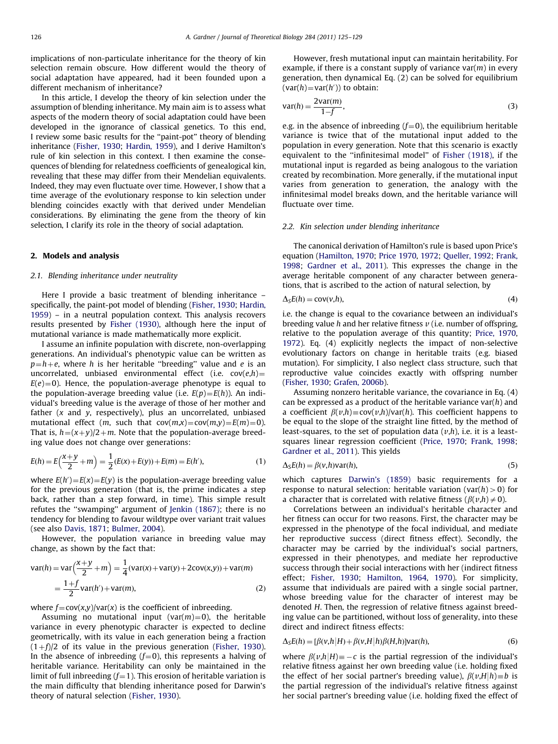implications of non-particulate inheritance for the theory of kin selection remain obscure. How different would the theory of social adaptation have appeared, had it been founded upon a different mechanism of inheritance?

In this article, I develop the theory of kin selection under the assumption of blending inheritance. My main aim is to assess what aspects of the modern theory of social adaptation could have been developed in the ignorance of classical genetics. To this end, I review some basic results for the "paint-pot" theory of blending inheritance (Fisher, 1930; Hardin, 1959), and I derive Hamilton's rule of kin selection in this context. I then examine the consequences of blending for relatedness coefficients of genealogical kin, revealing that these may differ from their Mendelian equivalents. Indeed, they may even fluctuate over time. However, I show that a time average of the evolutionary response to kin selection under blending coincides exactly with that derived under Mendelian considerations. By eliminating the gene from the theory of kin selection, I clarify its role in the theory of social adaptation.

## 2. Models and analysis

### 2.1. Blending inheritance under neutrality

Here I provide a basic treatment of blending inheritance – specifically, the paint-pot model of blending (Fisher, 1930; Hardin, 1959) – in a neutral population context. This analysis recovers results presented by Fisher (1930), although here the input of mutational variance is made mathematically more explicit.

I assume an infinite population with discrete, non-overlapping generations. An individual's phenotypic value can be written as $p=h+e$, where $h$ is her heritable "breeding" value and $e$ is an uncorrelated, unbiased environmental effect (i.e. $\text{cov}(e,h)=E(e)=0$). Hence, the population-average phenotype is equal to the population-average breeding value (i.e. $E(p)=E(h)$). An individual's breeding value is the average of those of her mother and father ($x$ and $y$, respectively), plus an uncorrelated, unbiased mutational effect ($m$, such that $\text{cov}(m,x)=\text{cov}(m,y)=E(m)=0$). That is, $h=(x+y)/2+m$. Note that the population-average breeding value does not change over generations:

$$E(h)=E\left(\frac{x+y}{2}+m\right)=\frac{1}{2}(E(x)+E(y))+E(m)=E(h'), \tag{1}$$

where $E(h')=E(x)=E(y)$ is the population-average breeding value for the previous generation (that is, the prime indicates a step back, rather than a step forward, in time). This simple result refutes the "swamping" argument of Jenkin (1867); there is no tendency for blending to favour wildtype over variant trait values (see also Davis, 1871; Bulmer, 2004).

However, the population variance in breeding value may change, as shown by the fact that:

$$\text{var}(h)=\text{var}\left(\frac{x+y}{2}+m\right)=\frac{1}{4}(\text{var}(x)+\text{var}(y)+2\text{cov}(x,y))+\text{var}(m)$$
$$=\frac{1+f}{2}\text{var}(h')+\text{var}(m), \tag{2}$$

where $f=\text{cov}(x,y)/\text{var}(x)$ is the coefficient of inbreeding.

Assuming no mutational input ($\text{var}(m)=0$), the heritable variance in every phenotypic character is expected to decline geometrically, with its value in each generation being a fraction $(1+f)/2$ of its value in the previous generation (Fisher, 1930). In the absence of inbreeding ($f=0$), this represents a halving of heritable variance. Heritability can only be maintained in the limit of full inbreeding ($f=1$). This erosion of heritable variation is the main difficulty that blending inheritance posed for Darwin's theory of natural selection (Fisher, 1930).

However, fresh mutational input can maintain heritability. For example, if there is a constant supply of variance $\text{var}(m)$ in every generation, then dynamical Eq. (2) can be solved for equilibrium ($\text{var}(h)=\text{var}(h')$) to obtain:

$$\text{var}(h)=\frac{2\text{var}(m)}{1-f}, \tag{3}$$

e.g. in the absence of inbreeding ($f=0$), the equilibrium heritable variance is twice that of the mutational input added to the population in every generation. Note that this scenario is exactly equivalent to the "infinitesimal model" of Fisher (1918), if the mutational input is regarded as being analogous to the variation created by recombination. More generally, if the mutational input varies from generation to generation, the analogy with the infinitesimal model breaks down, and the heritable variance will fluctuate over time.

### 2.2. Kin selection under blending inheritance

The canonical derivation of Hamilton's rule is based upon Price's equation (Hamilton, 1970; Price 1970, 1972; Queller, 1992; Frank, 1998; Gardner et al., 2011). This expresses the change in the average heritable component of any character between generations, that is ascribed to the action of natural selection, by

$$\Delta_S E(h)=\text{cov}(v,h), \tag{4}$$

i.e. the change is equal to the covariance between an individual's breeding value $h$ and her relative fitness $v$ (i.e. number of offspring, relative to the population average of this quantity; Price, 1970, 1972). Eq. (4) explicitly neglects the impact of non-selective evolutionary factors on change in heritable traits (e.g. biased mutation). For simplicity, I also neglect class structure, such that reproductive value coincides exactly with offspring number (Fisher, 1930; Grafen, 2006b).

Assuming nonzero heritable variance, the covariance in Eq. (4) can be expressed as a product of the heritable variance $\text{var}(h)$ and a coefficient $\beta(v,h)\equiv\text{cov}(v,h)/\text{var}(h)$. This coefficient happens to be equal to the slope of the straight line fitted, by the method of least-squares, to the set of population data $(v,h)$, i.e. it is a least-squares linear regression coefficient (Price, 1970; Frank, 1998; Gardner et al., 2011). This yields

$$\Delta_S E(h)=\beta(v,h)\text{var}(h), \tag{5}$$

which captures Darwin's (1859) basic requirements for a response to natural selection: heritable variation ($\text{var}(h)>0$) for a character that is correlated with relative fitness ($\beta(v,h)\neq 0$).

Correlations between an individual's heritable character and her fitness can occur for two reasons. First, the character may be expressed in the phenotype of the focal individual, and mediate her reproductive success (direct fitness effect). Secondly, the character may be carried by the individual's social partners, expressed in their phenotypes, and mediate her reproductive success through their social interactions with her (indirect fitness effect; Fisher, 1930; Hamilton, 1964, 1970). For simplicity, assume that individuals are paired with a single social partner, whose breeding value for the character of interest may be denoted $H$. Then, the regression of relative fitness against breeding value can be partitioned, without loss of generality, into these direct and indirect fitness effects:

$$\Delta_S E(h)=[\beta(v,h|H)+\beta(v,H|h)\beta(H,h)]\text{var}(h), \tag{6}$$

where $\beta(v,h|H)\equiv -c$ is the partial regression of the individual's relative fitness against her own breeding value (i.e. holding fixed the effect of her social partner's breeding value), $\beta(v,H|h)\equiv b$ is the partial regression of the individual's relative fitness against her social partner's breeding value (i.e. holding fixed the effect of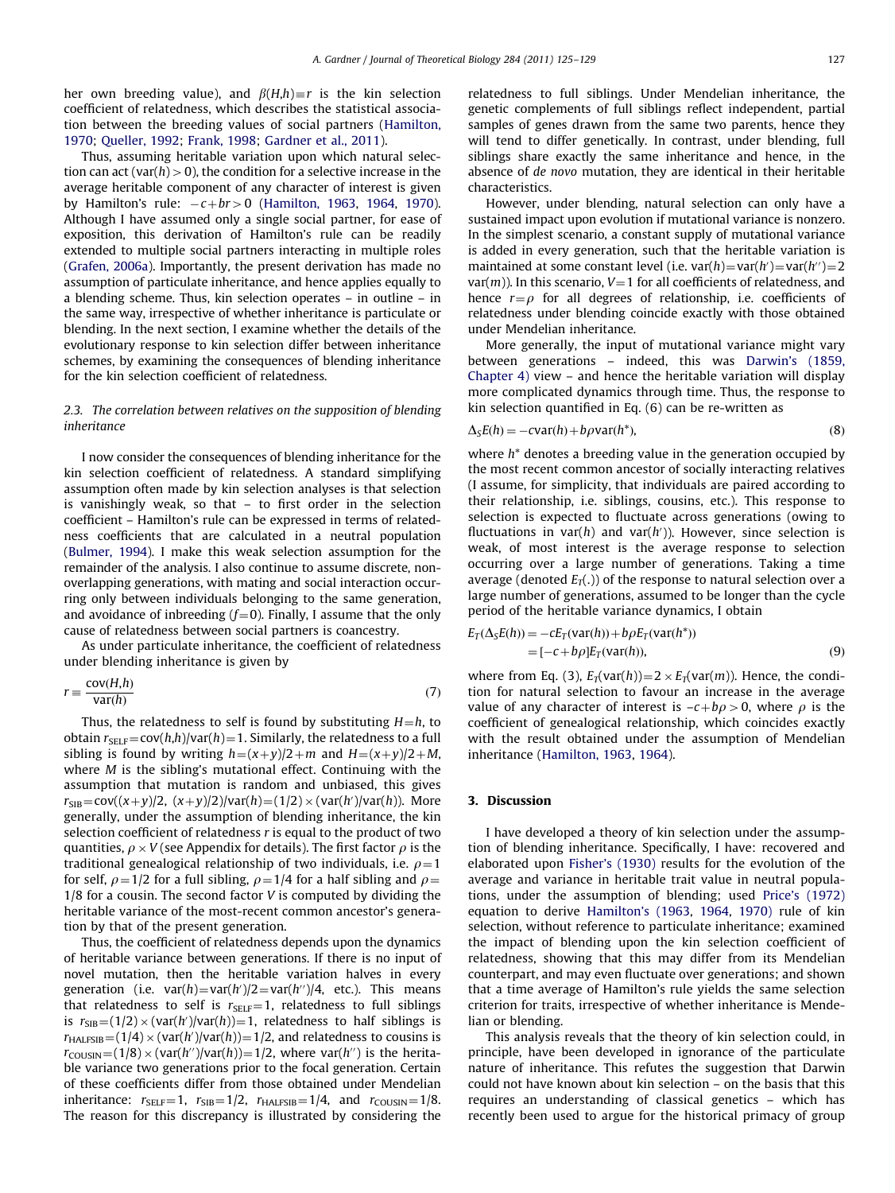her own breeding value), and $\beta(H,h) \equiv r$ is the kin selection coefficient of relatedness, which describes the statistical association between the breeding values of social partners (Hamilton, 1970; Queller, 1992; Frank, 1998; Gardner et al., 2011).

Thus, assuming heritable variation upon which natural selection can act ($\text{var}(h) > 0$), the condition for a selective increase in the average heritable component of any character of interest is given by Hamilton's rule: $-c+br>0$ (Hamilton, 1963, 1964, 1970). Although I have assumed only a single social partner, for ease of exposition, this derivation of Hamilton's rule can be readily extended to multiple social partners interacting in multiple roles (Grafen, 2006a). Importantly, the present derivation has made no assumption of particulate inheritance, and hence applies equally to a blending scheme. Thus, kin selection operates – in outline – in the same way, irrespective of whether inheritance is particulate or blending. In the next section, I examine whether the details of the evolutionary response to kin selection differ between inheritance schemes, by examining the consequences of blending inheritance for the kin selection coefficient of relatedness.

### 2.3. The correlation between relatives on the supposition of blending inheritance

I now consider the consequences of blending inheritance for the kin selection coefficient of relatedness. A standard simplifying assumption often made by kin selection analyses is that selection is vanishingly weak, so that – to first order in the selection coefficient – Hamilton's rule can be expressed in terms of relatedness coefficients that are calculated in a neutral population (Bulmer, 1994). I make this weak selection assumption for the remainder of the analysis. I also continue to assume discrete, non-overlapping generations, with mating and social interaction occurring only between individuals belonging to the same generation, and avoidance of inbreeding ($f=0$). Finally, I assume that the only cause of relatedness between social partners is coancestry.

As under particulate inheritance, the coefficient of relatedness under blending inheritance is given by

$$r \equiv \frac{\text{cov}(H,h)}{\text{var}(h)} \tag{7}$$

Thus, the relatedness to self is found by substituting $H=h$, to obtain $r_{\text{SELF}}=\text{cov}(h,h)/\text{var}(h)=1$. Similarly, the relatedness to a full sibling is found by writing $h=(x+y)/2+m$ and $H=(x+y)/2+M$, where $M$ is the sibling's mutational effect. Continuing with the assumption that mutation is random and unbiased, this gives $r_{\text{SIB}}=\text{cov}((x+y)/2,\ (x+y)/2)/\text{var}(h)=(1/2)\times(\text{var}(h')/\text{var}(h))$. More generally, under the assumption of blending inheritance, the kin selection coefficient of relatedness $r$ is equal to the product of two quantities, $\rho \times V$ (see Appendix for details). The first factor $\rho$ is the traditional genealogical relationship of two individuals, i.e. $\rho=1$ for self, $\rho=1/2$ for a full sibling, $\rho=1/4$ for a half sibling and $\rho=1/8$ for a cousin. The second factor $V$ is computed by dividing the heritable variance of the most-recent common ancestor's generation by that of the present generation.

Thus, the coefficient of relatedness depends upon the dynamics of heritable variance between generations. If there is no input of novel mutation, then the heritable variation halves in every generation (i.e. $\text{var}(h)=\text{var}(h')/2=\text{var}(h'')/4$, etc.). This means that relatedness to self is $r_{\text{SELF}}=1$, relatedness to full siblings is $r_{\text{SIB}}=(1/2)\times(\text{var}(h')/\text{var}(h))=1$, relatedness to half siblings is $r_{\text{HALFSIB}}=(1/4)\times(\text{var}(h')/\text{var}(h))=1/2$, and relatedness to cousins is $r_{\text{COUSIN}}=(1/8)\times(\text{var}(h'')/\text{var}(h))=1/2$, where $\text{var}(h'')$ is the heritable variance two generations prior to the focal generation. Certain of these coefficients differ from those obtained under Mendelian inheritance: $r_{\text{SELF}}=1$, $r_{\text{SIB}}=1/2$, $r_{\text{HALFSIB}}=1/4$, and $r_{\text{COUSIN}}=1/8$. The reason for this discrepancy is illustrated by considering the relatedness to full siblings. Under Mendelian inheritance, the genetic complements of full siblings reflect independent, partial samples of genes drawn from the same two parents, hence they will tend to differ genetically. In contrast, under blending, full siblings share exactly the same inheritance and hence, in the absence of *de novo* mutation, they are identical in their heritable characteristics.

However, under blending, natural selection can only have a sustained impact upon evolution if mutational variance is nonzero. In the simplest scenario, a constant supply of mutational variance is added in every generation, such that the heritable variation is maintained at some constant level (i.e. $\text{var}(h)=\text{var}(h')=\text{var}(h'')=2\,\text{var}(m)$). In this scenario, $V=1$ for all coefficients of relatedness, and hence $r=\rho$ for all degrees of relationship, i.e. coefficients of relatedness under blending coincide exactly with those obtained under Mendelian inheritance.

More generally, the input of mutational variance might vary between generations – indeed, this was Darwin's (1859, Chapter 4) view – and hence the heritable variation will display more complicated dynamics through time. Thus, the response to kin selection quantified in Eq. (6) can be re-written as

$$\Delta_S E(h) = -c\text{var}(h)+b\rho\text{var}(h^*), \tag{8}$$

where $h^*$ denotes a breeding value in the generation occupied by the most recent common ancestor of socially interacting relatives (I assume, for simplicity, that individuals are paired according to their relationship, i.e. siblings, cousins, etc.). This response to selection is expected to fluctuate across generations (owing to fluctuations in $\text{var}(h)$ and $\text{var}(h')$). However, since selection is weak, of most interest is the average response to selection occurring over a large number of generations. Taking a time average (denoted $E_T(.)$) of the response to natural selection over a large number of generations, assumed to be longer than the cycle period of the heritable variance dynamics, I obtain

$$\begin{aligned} E_T(\Delta_S E(h)) &= -cE_T(\text{var}(h))+b\rho E_T(\text{var}(h^*)) \\ &= [-c+b\rho]E_T(\text{var}(h)), \end{aligned} \tag{9}$$

where from Eq. (3), $E_T(\text{var}(h))=2\times E_T(\text{var}(m))$. Hence, the condition for natural selection to favour an increase in the average value of any character of interest is $-c+b\rho>0$, where $\rho$ is the coefficient of genealogical relationship, which coincides exactly with the result obtained under the assumption of Mendelian inheritance (Hamilton, 1963, 1964).

## 3. Discussion

I have developed a theory of kin selection under the assumption of blending inheritance. Specifically, I have: recovered and elaborated upon Fisher's (1930) results for the evolution of the average and variance in heritable trait value in neutral populations, under the assumption of blending; used Price's (1972) equation to derive Hamilton's (1963, 1964, 1970) rule of kin selection, without reference to particulate inheritance; examined the impact of blending upon the kin selection coefficient of relatedness, showing that this may differ from its Mendelian counterpart, and may even fluctuate over generations; and shown that a time average of Hamilton's rule yields the same selection criterion for traits, irrespective of whether inheritance is Mendelian or blending.

This analysis reveals that the theory of kin selection could, in principle, have been developed in ignorance of the particulate nature of inheritance. This refutes the suggestion that Darwin could not have known about kin selection – on the basis that this requires an understanding of classical genetics – which has recently been used to argue for the historical primacy of group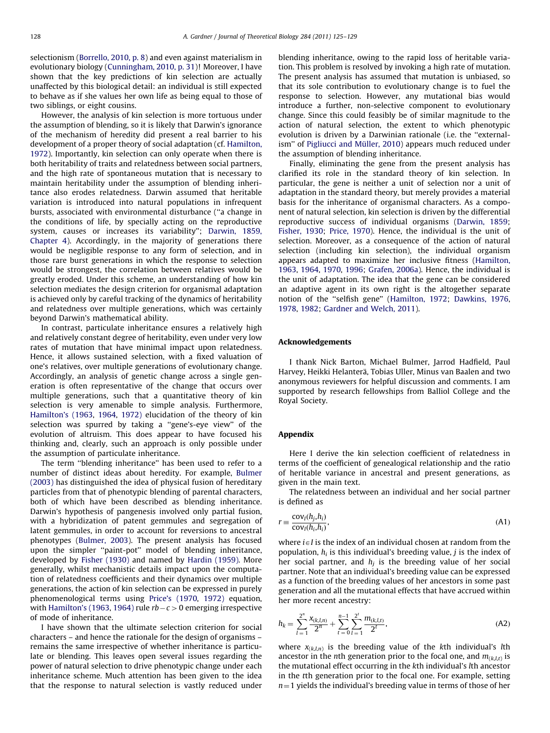selectionism (Borrello, 2010, p. 8) and even against materialism in evolutionary biology (Cunningham, 2010, p. 31)! Moreover, I have shown that the key predictions of kin selection are actually unaffected by this biological detail: an individual is still expected to behave as if she values her own life as being equal to those of two siblings, or eight cousins.

However, the analysis of kin selection is more tortuous under the assumption of blending, so it is likely that Darwin's ignorance of the mechanism of heredity did present a real barrier to his development of a proper theory of social adaptation (cf. Hamilton, 1972). Importantly, kin selection can only operate when there is both heritability of traits and relatedness between social partners, and the high rate of spontaneous mutation that is necessary to maintain heritability under the assumption of blending inheritance also erodes relatedness. Darwin assumed that heritable variation is introduced into natural populations in infrequent bursts, associated with environmental disturbance (''a change in the conditions of life, by specially acting on the reproductive system, causes or increases its variability''; Darwin, 1859, Chapter 4). Accordingly, in the majority of generations there would be negligible response to any form of selection, and in those rare burst generations in which the response to selection would be strongest, the correlation between relatives would be greatly eroded. Under this scheme, an understanding of how kin selection mediates the design criterion for organismal adaptation is achieved only by careful tracking of the dynamics of heritability and relatedness over multiple generations, which was certainly beyond Darwin's mathematical ability.

In contrast, particulate inheritance ensures a relatively high and relatively constant degree of heritability, even under very low rates of mutation that have minimal impact upon relatedness. Hence, it allows sustained selection, with a fixed valuation of one's relatives, over multiple generations of evolutionary change. Accordingly, an analysis of genetic change across a single generation is often representative of the change that occurs over multiple generations, such that a quantitative theory of kin selection is very amenable to simple analysis. Furthermore, Hamilton's (1963, 1964, 1972) elucidation of the theory of kin selection was spurred by taking a ''gene's-eye view'' of the evolution of altruism. This does appear to have focused his thinking and, clearly, such an approach is only possible under the assumption of particulate inheritance.

The term ''blending inheritance'' has been used to refer to a number of distinct ideas about heredity. For example, Bulmer (2003) has distinguished the idea of physical fusion of hereditary particles from that of phenotypic blending of parental characters, both of which have been described as blending inheritance. Darwin's hypothesis of pangenesis involved only partial fusion, with a hybridization of patent gemmules and segregation of latent gemmules, in order to account for reversions to ancestral phenotypes (Bulmer, 2003). The present analysis has focused upon the simpler ''paint-pot'' model of blending inheritance, developed by Fisher (1930) and named by Hardin (1959). More generally, whilst mechanistic details impact upon the computation of relatedness coefficients and their dynamics over multiple generations, the action of kin selection can be expressed in purely phenomenological terms using Price's (1970, 1972) equation, with Hamilton's (1963, 1964) rule $rb-c>0$ emerging irrespective of mode of inheritance.

I have shown that the ultimate selection criterion for social characters – and hence the rationale for the design of organisms – remains the same irrespective of whether inheritance is particulate or blending. This leaves open several issues regarding the power of natural selection to drive phenotypic change under each inheritance scheme. Much attention has been given to the idea that the response to natural selection is vastly reduced under blending inheritance, owing to the rapid loss of heritable variation. This problem is resolved by invoking a high rate of mutation. The present analysis has assumed that mutation is unbiased, so that its sole contribution to evolutionary change is to fuel the response to selection. However, any mutational bias would introduce a further, non-selective component to evolutionary change. Since this could feasibly be of similar magnitude to the action of natural selection, the extent to which phenotypic evolution is driven by a Darwinian rationale (i.e. the ''externalism'' of Pigliucci and Müller, 2010) appears much reduced under the assumption of blending inheritance.

Finally, eliminating the gene from the present analysis has clarified its role in the standard theory of kin selection. In particular, the gene is neither a unit of selection nor a unit of adaptation in the standard theory, but merely provides a material basis for the inheritance of organismal characters. As a component of natural selection, kin selection is driven by the differential reproductive success of individual organisms (Darwin, 1859; Fisher, 1930; Price, 1970). Hence, the individual is the unit of selection. Moreover, as a consequence of the action of natural selection (including kin selection), the individual organism appears adapted to maximize her inclusive fitness (Hamilton, 1963, 1964, 1970, 1996; Grafen, 2006a). Hence, the individual is the unit of adaptation. The idea that the gene can be considered an adaptive agent in its own right is the altogether separate notion of the ''selfish gene'' (Hamilton, 1972; Dawkins, 1976, 1978, 1982; Gardner and Welch, 2011).

## Acknowledgements

I thank Nick Barton, Michael Bulmer, Jarrod Hadfield, Paul Harvey, Heikki Helanterä, Tobias Uller, Minus van Baalen and two anonymous reviewers for helpful discussion and comments. I am supported by research fellowships from Balliol College and the Royal Society.

## Appendix

Here I derive the kin selection coefficient of relatedness in terms of the coefficient of genealogical relationship and the ratio of heritable variance in ancestral and present generations, as given in the main text.

The relatedness between an individual and her social partner is defined as

$$r \equiv \frac{\mathrm{cov}_I(h_j,h_i)}{\mathrm{cov}_I(h_i,h_i)}, \tag{A1}$$

where $i \in I$ is the index of an individual chosen at random from the population, $h_i$ is this individual's breeding value, $j$ is the index of her social partner, and $h_j$ is the breeding value of her social partner. Note that an individual's breeding value can be expressed as a function of the breeding values of her ancestors in some past generation and all the mutational effects that have accrued within her more recent ancestry:

$$h_k = \sum_{l=1}^{2^n} \frac{x_{(k,l,n)}}{2^n} + \sum_{t=0}^{n-1} \sum_{l=1}^{2^t} \frac{m_{(k,l,t)}}{2^t}, \tag{A2}$$

where $x_{(k,l,n)}$ is the breeding value of the $k$th individual's $l$th ancestor in the $n$th generation prior to the focal one, and $m_{(k,l,t)}$ is the mutational effect occurring in the $k$th individual's $l$th ancestor in the $t$th generation prior to the focal one. For example, setting $n=1$ yields the individual's breeding value in terms of those of her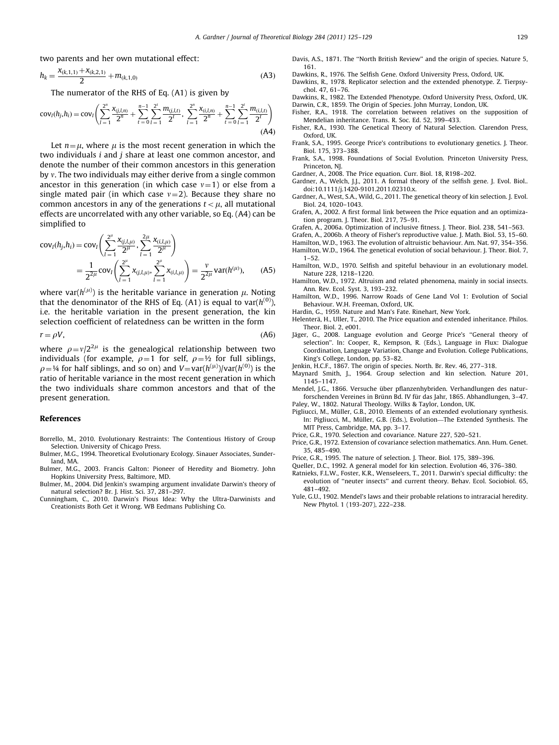two parents and her own mutational effect:

$$h_k = \frac{x_{(k,1,1)} + x_{(k,2,1)}}{2} + m_{(k,1,0)} \tag{A3}$$

The numerator of the RHS of Eq. (A1) is given by

$$\text{cov}_I(h_j, h_i) = \text{cov}_I\left(\sum_{l=1}^{2^n} \frac{x_{(j,l,n)}}{2^n} + \sum_{t=0}^{n-1}\sum_{l=1}^{2^t} \frac{m_{(j,l,t)}}{2^t},\ \sum_{l=1}^{2^n} \frac{x_{(i,l,n)}}{2^n} + \sum_{t=0}^{n-1}\sum_{l=1}^{2^t} \frac{m_{(i,l,t)}}{2^t}\right) \tag{A4}$$

Let $n=\mu$, where $\mu$ is the most recent generation in which the two individuals $i$ and $j$ share at least one common ancestor, and denote the number of their common ancestors in this generation by $v$. The two individuals may either derive from a single common ancestor in this generation (in which case $v=1$) or else from a single mated pair (in which case $v=2$). Because they share no common ancestors in any of the generations $t<\mu$, all mutational effects are uncorrelated with any other variable, so Eq. (A4) can be simplified to

$$\begin{aligned}\text{cov}_I(h_j, h_i) &= \text{cov}_I\left(\sum_{l=1}^{2^\mu} \frac{x_{(j,l,\mu)}}{2^\mu}, \sum_{l=1}^{2\mu} \frac{x_{(i,l,\mu)}}{2^\mu}\right) \\ &= \frac{1}{2^{2\mu}}\text{cov}_I\left(\sum_{l=1}^{2^\mu} x_{(j,l,\mu)}, \sum_{l=1}^{2^\mu} x_{(i,l,\mu)}\right) = \frac{v}{2^{2\mu}}\text{var}(h^{(\mu)}),\end{aligned} \tag{A5}$$

where $\text{var}(h^{(\mu)})$ is the heritable variance in generation $\mu$. Noting that the denominator of the RHS of Eq. (A1) is equal to $\text{var}(h^{(0)})$, i.e. the heritable variation in the present generation, the kin selection coefficient of relatedness can be written in the form

$$r = \rho V, \tag{A6}$$

where $\rho = v/2^{2\mu}$ is the genealogical relationship between two individuals (for example, $\rho=1$ for self, $\rho=½$ for full siblings, $\rho=¼$ for half siblings, and so on) and $V=\text{var}(h^{(\mu)})/\text{var}(h^{(0)})$ is the ratio of heritable variance in the most recent generation in which the two individuals share common ancestors and that of the present generation.

## References

Borrello, M., 2010. Evolutionary Restraints: The Contentious History of Group Selection. University of Chicago Press.

Bulmer, M.G., 1994. Theoretical Evolutionary Ecology. Sinauer Associates, Sunderland, MA.

Bulmer, M.G., 2003. Francis Galton: Pioneer of Heredity and Biometry. John Hopkins University Press, Baltimore, MD.

Bulmer, M., 2004. Did Jenkin's swamping argument invalidate Darwin's theory of natural selection? Br. J. Hist. Sci. 37, 281–297.

Cunningham, C., 2010. Darwin's Pious Idea: Why the Ultra-Darwinists and Creationists Both Get it Wrong. WB Eedmans Publishing Co.

Davis, A.S., 1871. The "North British Review" and the origin of species. Nature 5, 161.

Dawkins, R., 1976. The Selfish Gene. Oxford University Press, Oxford, UK.

Dawkins, R., 1978. Replicator selection and the extended phenotype. Z. Tierpsychol. 47, 61–76.

Dawkins, R., 1982. The Extended Phenotype. Oxford University Press, Oxford, UK.

Darwin, C.R., 1859. The Origin of Species. John Murray, London, UK.

Fisher, R.A., 1918. The correlation between relatives on the supposition of Mendelian inheritance. Trans. R. Soc. Ed. 52, 399–433.

Fisher, R.A., 1930. The Genetical Theory of Natural Selection. Clarendon Press, Oxford, UK.

Frank, S.A., 1995. George Price's contributions to evolutionary genetics. J. Theor. Biol. 175, 373–388.

Frank, S.A., 1998. Foundations of Social Evolution. Princeton University Press, Princeton, NJ.

Gardner, A., 2008. The Price equation. Curr. Biol. 18, R198–202.

Gardner, A., Welch, J.J., 2011. A formal theory of the selfish gene. J. Evol. Biol.. doi:10.1111/j.1420-9101.2011.02310.x.

Gardner, A., West, S.A., Wild, G., 2011. The genetical theory of kin selection. J. Evol. Biol. 24, 1020–1043.

Grafen, A., 2002. A first formal link between the Price equation and an optimization program. J. Theor. Biol. 217, 75–91.

Grafen, A., 2006a. Optimization of inclusive fitness. J. Theor. Biol. 238, 541–563.

Grafen, A., 2006b. A theory of Fisher's reproductive value. J. Math. Biol. 53, 15–60.

Hamilton, W.D., 1963. The evolution of altruistic behaviour. Am. Nat. 97, 354–356.

Hamilton, W.D., 1964. The genetical evolution of social behaviour. J. Theor. Biol. 7, 1–52.

Hamilton, W.D., 1970. Selfish and spiteful behaviour in an evolutionary model. Nature 228, 1218–1220.

Hamilton, W.D., 1972. Altruism and related phenomena, mainly in social insects. Ann. Rev. Ecol. Syst. 3, 193–232.

Hamilton, W.D., 1996. Narrow Roads of Gene Land Vol 1: Evolution of Social Behaviour. W.H. Freeman, Oxford, UK.

Hardin, G., 1959. Nature and Man's Fate. Rinehart, New York.

Helenterä, H., Uller, T., 2010. The Price equation and extended inheritance. Philos. Theor. Biol. 2, e001.

Jäger, G., 2008. Language evolution and George Price's "General theory of selection". In: Cooper, R., Kempson, R. (Eds.), Language in Flux: Dialogue Coordination, Language Variation, Change and Evolution. College Publications, King's College, London, pp. 53–82.

Jenkin, H.C.F., 1867. The origin of species. North. Br. Rev. 46, 277–318.

Maynard Smith, J., 1964. Group selection and kin selection. Nature 201, 1145–1147.

Mendel, J.G., 1866. Versuche über pflanzenhybriden. Verhandlungen des naturforschenden Vereines in Brünn Bd. IV für das Jahr, 1865. Abhandlungen, 3–47.

Paley, W., 1802. Natural Theology. Wilks & Taylor, London, UK.

Pigliucci, M., Müller, G.B., 2010. Elements of an extended evolutionary synthesis. In: Pigliucci, M., Müller, G.B. (Eds.), Evolution—The Extended Synthesis. The MIT Press, Cambridge, MA, pp. 3–17.

Price, G.R., 1970. Selection and covariance. Nature 227, 520–521.

Price, G.R., 1972. Extension of covariance selection mathematics. Ann. Hum. Genet. 35, 485–490.

Price, G.R., 1995. The nature of selection. J. Theor. Biol. 175, 389–396.

Queller, D.C., 1992. A general model for kin selection. Evolution 46, 376–380.

Ratnieks, F.L.W., Foster, K.R., Wenseleers, T., 2011. Darwin's special difficulty: the evolution of "neuter insects" and current theory. Behav. Ecol. Sociobiol. 65, 481–492.

Yule, G.U., 1902. Mendel's laws and their probable relations to intraracial heredity. New Phytol. 1 (193-207), 222–238.